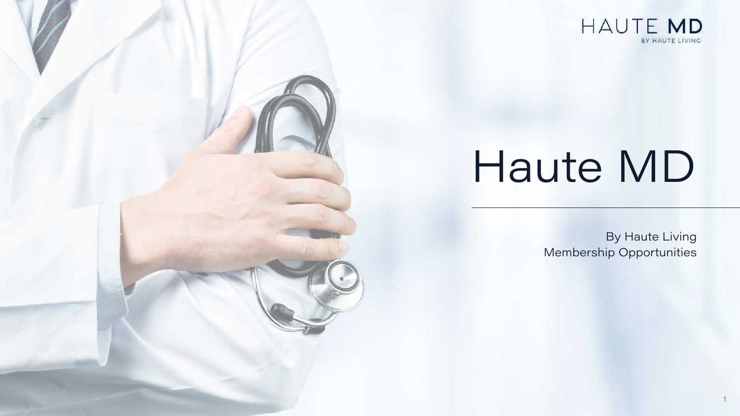HAUTE MD
BY HAUTE LIVING

# Haute MD

By Haute Living
Membership Opportunities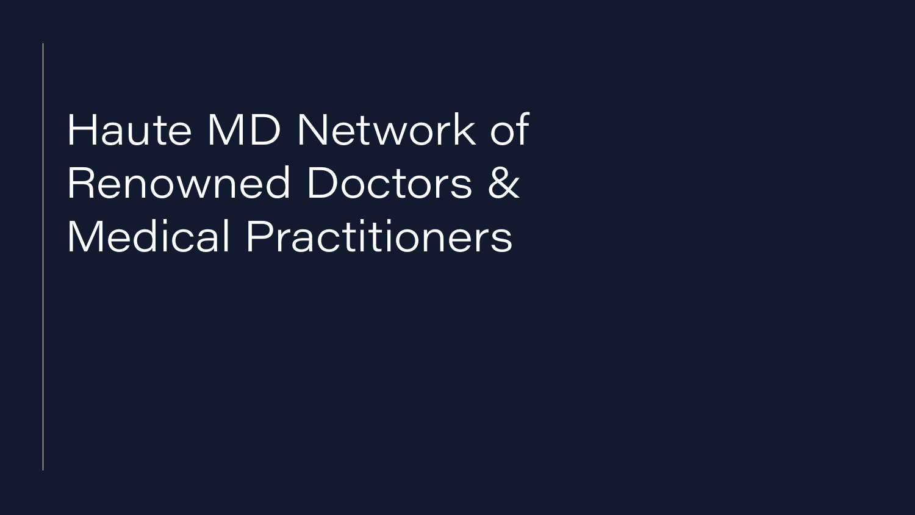# Haute MD Network of Renowned Doctors & Medical Practitioners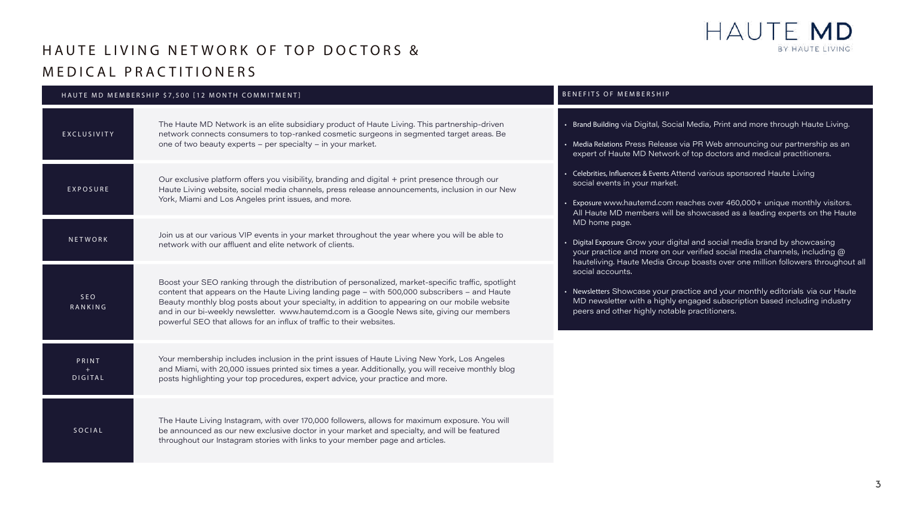# HAUTE LIVING NETWORK OF TOP DOCTORS & MEDICAL PRACTITIONERS

HAUTE MD BY HAUTE LIVING

| HAUTE MD MEMBERSHIP $7,500 [12 MONTH COMMITMENT] | |
|---|---|
| EXCLUSIVITY | The Haute MD Network is an elite subsidiary product of Haute Living. This partnership-driven network connects consumers to top-ranked cosmetic surgeons in segmented target areas. Be one of two beauty experts – per specialty – in your market. |
| EXPOSURE | Our exclusive platform offers you visibility, branding and digital + print presence through our Haute Living website, social media channels, press release announcements, inclusion in our New York, Miami and Los Angeles print issues, and more. |
| NETWORK | Join us at our various VIP events in your market throughout the year where you will be able to network with our affluent and elite network of clients. |
| SEO RANKING | Boost your SEO ranking through the distribution of personalized, market-specific traffic, spotlight content that appears on the Haute Living landing page – with 500,000 subscribers – and Haute Beauty monthly blog posts about your specialty, in addition to appearing on our mobile website and in our bi-weekly newsletter. www.hautemd.com is a Google News site, giving our members powerful SEO that allows for an influx of traffic to their websites. |
| PRINT + DIGITAL | Your membership includes inclusion in the print issues of Haute Living New York, Los Angeles and Miami, with 20,000 issues printed six times a year. Additionally, you will receive monthly blog posts highlighting your top procedures, expert advice, your practice and more. |
| SOCIAL | The Haute Living Instagram, with over 170,000 followers, allows for maximum exposure. You will be announced as our new exclusive doctor in your market and specialty, and will be featured throughout our Instagram stories with links to your member page and articles. |

## BENEFITS OF MEMBERSHIP

- Brand Building via Digital, Social Media, Print and more through Haute Living.
- Media Relations Press Release via PR Web announcing our partnership as an expert of Haute MD Network of top doctors and medical practitioners.
- Celebrities, Influences & Events Attend various sponsored Haute Living social events in your market.
- Exposure www.hautemd.com reaches over 460,000+ unique monthly visitors. All Haute MD members will be showcased as a leading experts on the Haute MD home page.
- Digital Exposure Grow your digital and social media brand by showcasing your practice and more on our verified social media channels, including @ hauteliving. Haute Media Group boasts over one million followers throughout all social accounts.
- Newsletters Showcase your practice and your monthly editorials via our Haute MD newsletter with a highly engaged subscription based including industry peers and other highly notable practitioners.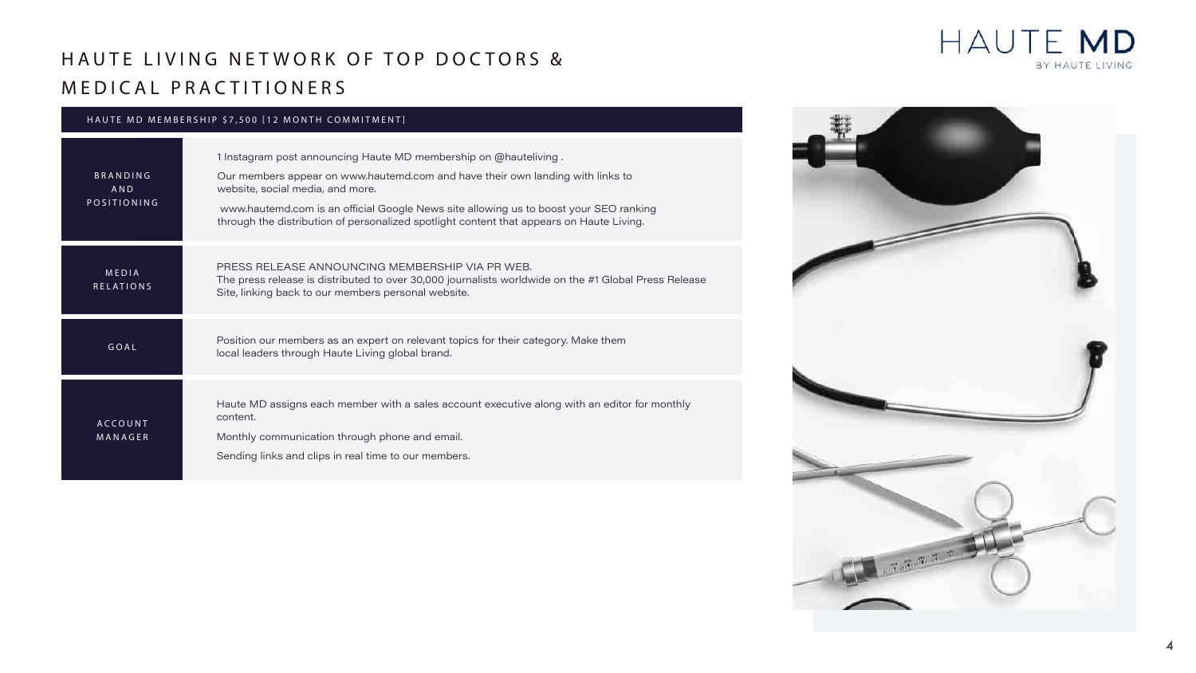# HAUTE LIVING NETWORK OF TOP DOCTORS & MEDICAL PRACTITIONERS

HAUTE MD BY HAUTE LIVING

| HAUTE MD MEMBERSHIP $7,500 [12 MONTH COMMITMENT] | |
|---|---|
| BRANDING AND POSITIONING | 1 Instagram post announcing Haute MD membership on @hauteliving .<br><br>Our members appear on www.hautemd.com and have their own landing with links to website, social media, and more.<br><br>www.hautemd.com is an official Google News site allowing us to boost your SEO ranking through the distribution of personalized spotlight content that appears on Haute Living. |
| MEDIA RELATIONS | PRESS RELEASE ANNOUNCING MEMBERSHIP VIA PR WEB.<br>The press release is distributed to over 30,000 journalists worldwide on the #1 Global Press Release Site, linking back to our members personal website. |
| GOAL | Position our members as an expert on relevant topics for their category. Make them local leaders through Haute Living global brand. |
| ACCOUNT MANAGER | Haute MD assigns each member with a sales account executive along with an editor for monthly content.<br><br>Monthly communication through phone and email.<br><br>Sending links and clips in real time to our members. |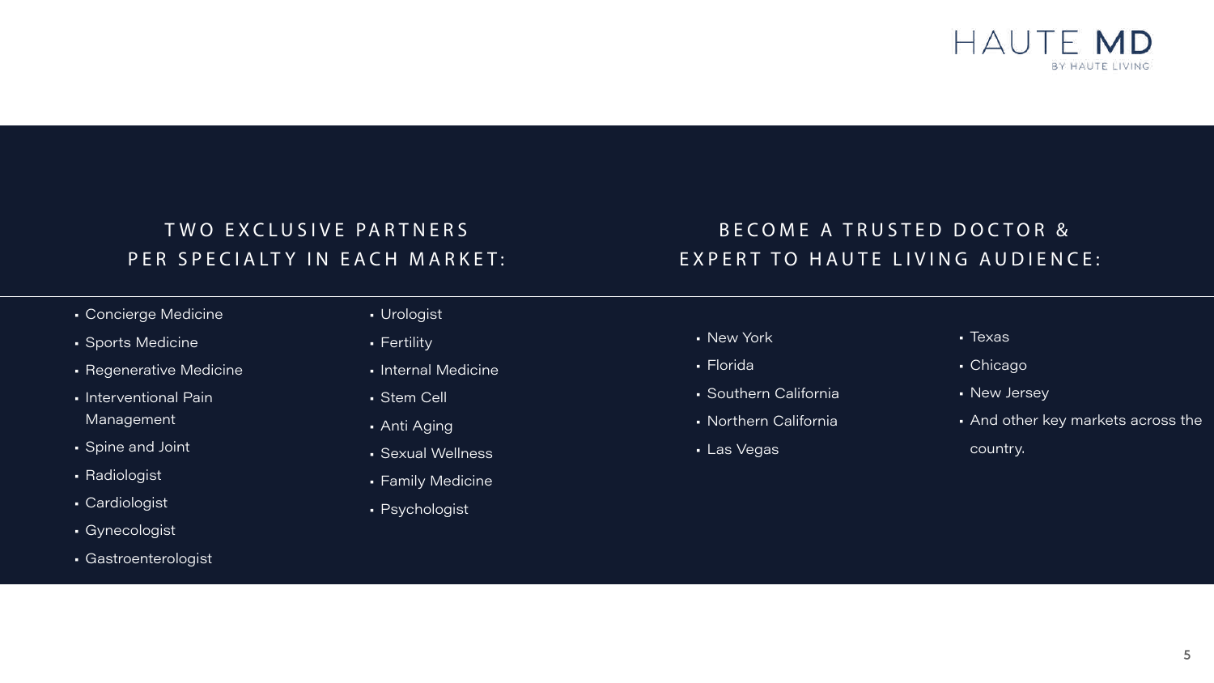## TWO EXCLUSIVE PARTNERS PER SPECIALTY IN EACH MARKET:

- Concierge Medicine
- Sports Medicine
- Regenerative Medicine
- Interventional Pain Management
- Spine and Joint
- Radiologist
- Cardiologist
- Gynecologist
- Gastroenterologist
- Urologist
- Fertility
- Internal Medicine
- Stem Cell
- Anti Aging
- Sexual Wellness
- Family Medicine
- Psychologist

## BECOME A TRUSTED DOCTOR & EXPERT TO HAUTE LIVING AUDIENCE:

- New York
- Florida
- Southern California
- Northern California
- Las Vegas
- Texas
- Chicago
- New Jersey
- And other key markets across the country.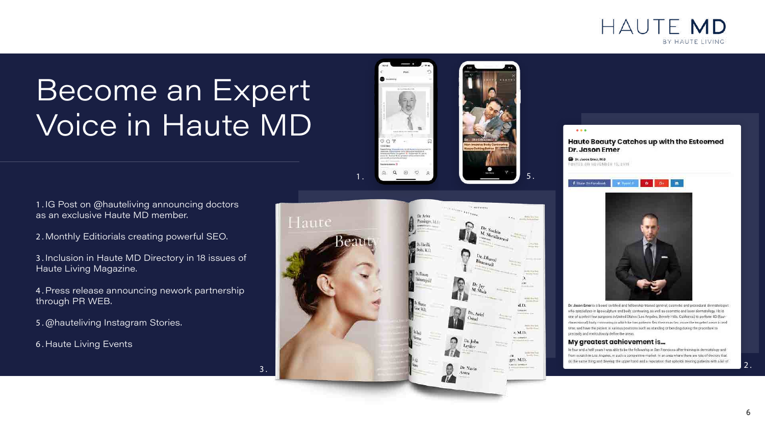# Become an Expert Voice in Haute MD

1. IG Post on @hauteliving announcing doctors as an exclusive Haute MD member.
2. Monthly Editiorials creating powerful SEO.
3. Inclusion in Haute MD Directory in 18 issues of Haute Living Magazine.
4. Press release announcing nework partnership through PR WEB.
5. @hauteliving Instagram Stories.
6. Haute Living Events